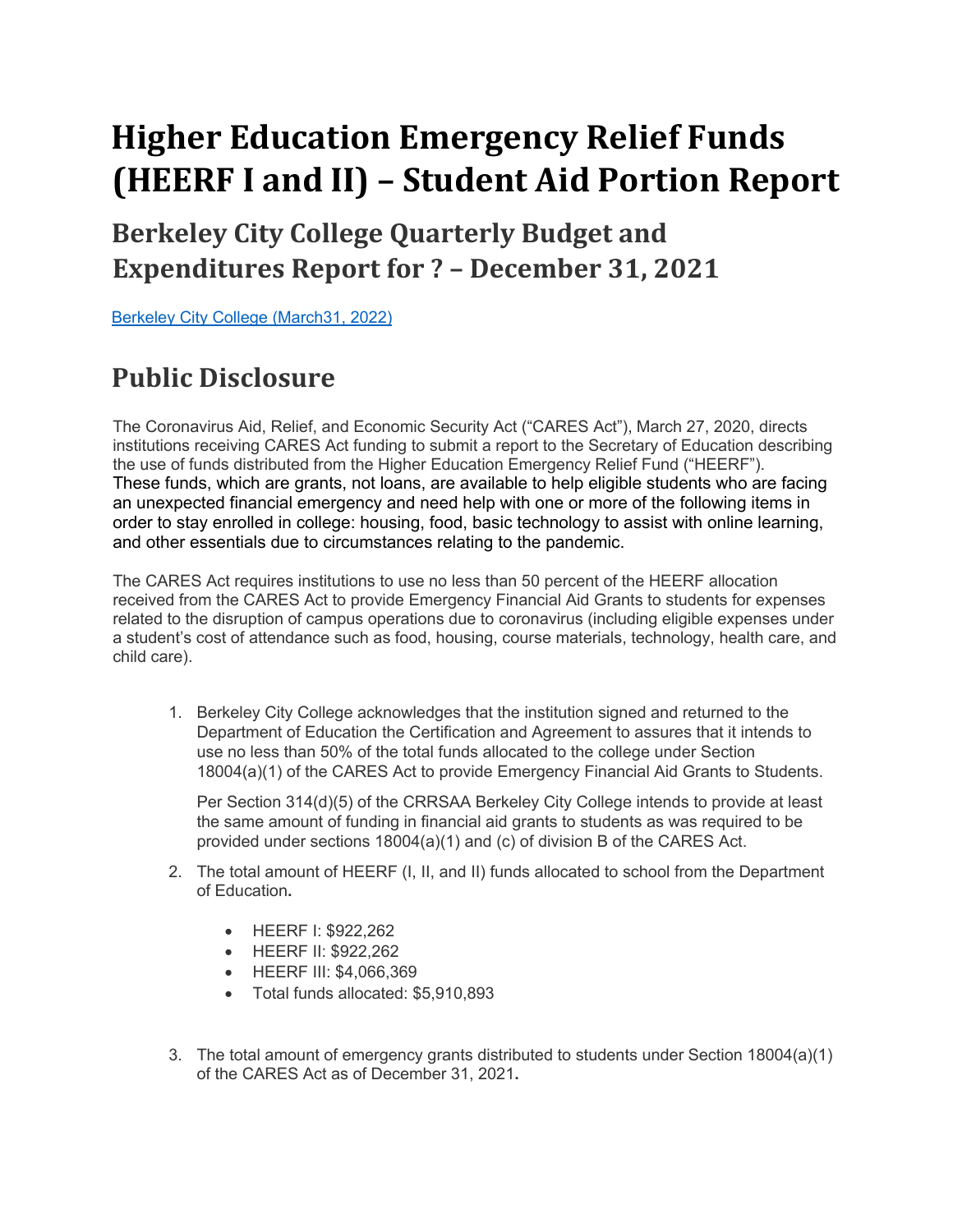# Higher Education Emergency Relief Funds (HEERF I and II) – Student Aid Portion Report

## Berkeley City College Quarterly Budget and Expenditures Report for ? – December 31, 2021

[Berkeley City College (March31, 2022)]

## Public Disclosure

The Coronavirus Aid, Relief, and Economic Security Act ("CARES Act"), March 27, 2020, directs institutions receiving CARES Act funding to submit a report to the Secretary of Education describing the use of funds distributed from the Higher Education Emergency Relief Fund ("HEERF"). These funds, which are grants, not loans, are available to help eligible students who are facing an unexpected financial emergency and need help with one or more of the following items in order to stay enrolled in college: housing, food, basic technology to assist with online learning, and other essentials due to circumstances relating to the pandemic.

The CARES Act requires institutions to use no less than 50 percent of the HEERF allocation received from the CARES Act to provide Emergency Financial Aid Grants to students for expenses related to the disruption of campus operations due to coronavirus (including eligible expenses under a student's cost of attendance such as food, housing, course materials, technology, health care, and child care).

1. Berkeley City College acknowledges that the institution signed and returned to the Department of Education the Certification and Agreement to assures that it intends to use no less than 50% of the total funds allocated to the college under Section 18004(a)(1) of the CARES Act to provide Emergency Financial Aid Grants to Students.

   Per Section 314(d)(5) of the CRRSAA Berkeley City College intends to provide at least the same amount of funding in financial aid grants to students as was required to be provided under sections 18004(a)(1) and (c) of division B of the CARES Act.

2. The total amount of HEERF (I, II, and II) funds allocated to school from the Department of Education**.**

   - HEERF I: $922,262
   - HEERF II: $922,262
   - HEERF III: $4,066,369
   - Total funds allocated: $5,910,893

3. The total amount of emergency grants distributed to students under Section 18004(a)(1) of the CARES Act as of December 31, 2021**.**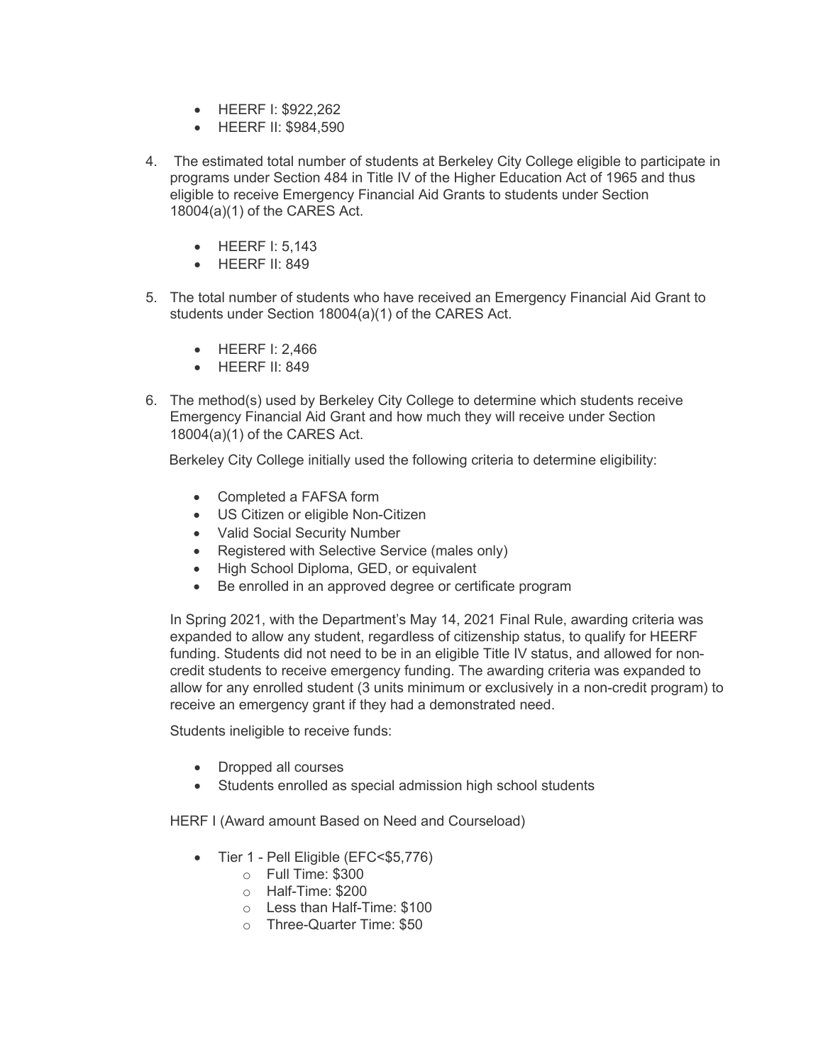- HEERF I: $922,262
- HEERF II: $984,590

4. The estimated total number of students at Berkeley City College eligible to participate in programs under Section 484 in Title IV of the Higher Education Act of 1965 and thus eligible to receive Emergency Financial Aid Grants to students under Section 18004(a)(1) of the CARES Act.

   - HEERF I: 5,143
   - HEERF II: 849

5. The total number of students who have received an Emergency Financial Aid Grant to students under Section 18004(a)(1) of the CARES Act.

   - HEERF I: 2,466
   - HEERF II: 849

6. The method(s) used by Berkeley City College to determine which students receive Emergency Financial Aid Grant and how much they will receive under Section 18004(a)(1) of the CARES Act.

   Berkeley City College initially used the following criteria to determine eligibility:

   - Completed a FAFSA form
   - US Citizen or eligible Non-Citizen
   - Valid Social Security Number
   - Registered with Selective Service (males only)
   - High School Diploma, GED, or equivalent
   - Be enrolled in an approved degree or certificate program

   In Spring 2021, with the Department's May 14, 2021 Final Rule, awarding criteria was expanded to allow any student, regardless of citizenship status, to qualify for HEERF funding. Students did not need to be in an eligible Title IV status, and allowed for non-credit students to receive emergency funding. The awarding criteria was expanded to allow for any enrolled student (3 units minimum or exclusively in a non-credit program) to receive an emergency grant if they had a demonstrated need.

   Students ineligible to receive funds:

   - Dropped all courses
   - Students enrolled as special admission high school students

   HERF I (Award amount Based on Need and Courseload)

   - Tier 1 - Pell Eligible (EFC<$5,776)
     - Full Time: $300
     - Half-Time: $200
     - Less than Half-Time: $100
     - Three-Quarter Time: $50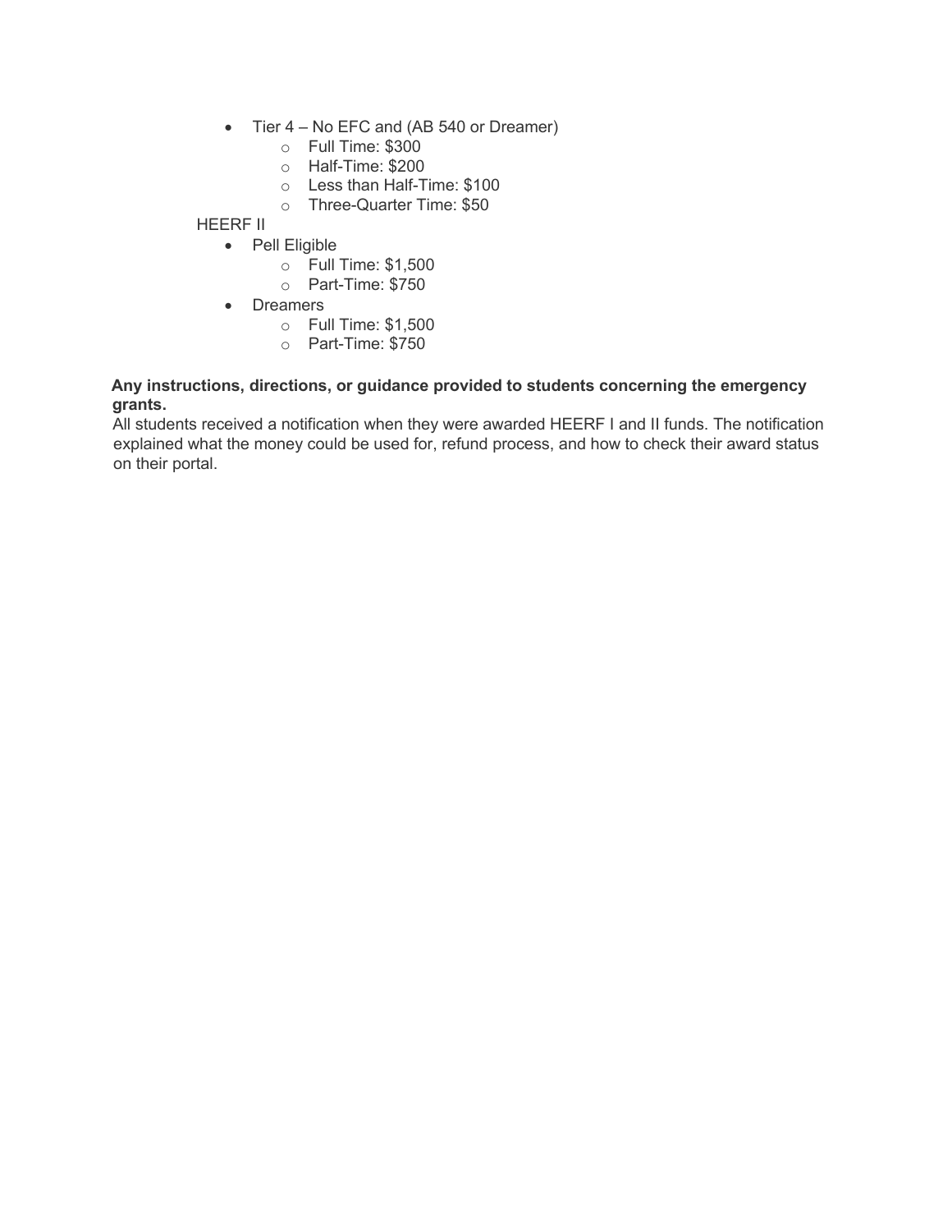- Tier 4 – No EFC and (AB 540 or Dreamer)
    - Full Time: $300
    - Half-Time: $200
    - Less than Half-Time: $100
    - Three-Quarter Time: $50

HEERF II

- Pell Eligible
    - Full Time: $1,500
    - Part-Time: $750
- Dreamers
    - Full Time: $1,500
    - Part-Time: $750

**Any instructions, directions, or guidance provided to students concerning the emergency grants.**

All students received a notification when they were awarded HEERF I and II funds. The notification explained what the money could be used for, refund process, and how to check their award status on their portal.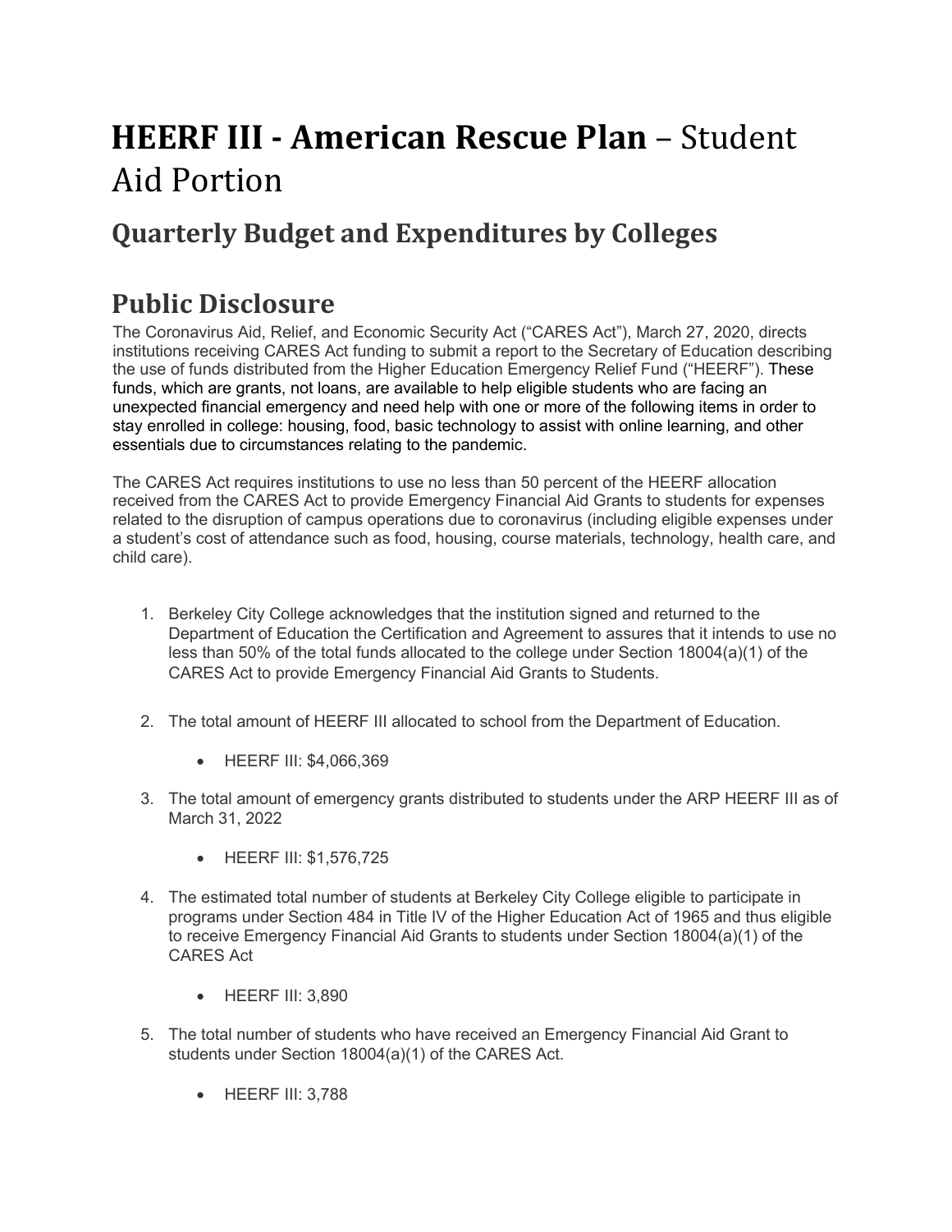# **HEERF III - American Rescue Plan** – Student Aid Portion

## Quarterly Budget and Expenditures by Colleges

## Public Disclosure

The Coronavirus Aid, Relief, and Economic Security Act ("CARES Act"), March 27, 2020, directs institutions receiving CARES Act funding to submit a report to the Secretary of Education describing the use of funds distributed from the Higher Education Emergency Relief Fund ("HEERF"). These funds, which are grants, not loans, are available to help eligible students who are facing an unexpected financial emergency and need help with one or more of the following items in order to stay enrolled in college: housing, food, basic technology to assist with online learning, and other essentials due to circumstances relating to the pandemic.

The CARES Act requires institutions to use no less than 50 percent of the HEERF allocation received from the CARES Act to provide Emergency Financial Aid Grants to students for expenses related to the disruption of campus operations due to coronavirus (including eligible expenses under a student's cost of attendance such as food, housing, course materials, technology, health care, and child care).

1. Berkeley City College acknowledges that the institution signed and returned to the Department of Education the Certification and Agreement to assures that it intends to use no less than 50% of the total funds allocated to the college under Section 18004(a)(1) of the CARES Act to provide Emergency Financial Aid Grants to Students.

2. The total amount of HEERF III allocated to school from the Department of Education.
   - HEERF III: $4,066,369

3. The total amount of emergency grants distributed to students under the ARP HEERF III as of March 31, 2022
   - HEERF III: $1,576,725

4. The estimated total number of students at Berkeley City College eligible to participate in programs under Section 484 in Title IV of the Higher Education Act of 1965 and thus eligible to receive Emergency Financial Aid Grants to students under Section 18004(a)(1) of the CARES Act
   - HEERF III: 3,890

5. The total number of students who have received an Emergency Financial Aid Grant to students under Section 18004(a)(1) of the CARES Act.
   - HEERF III: 3,788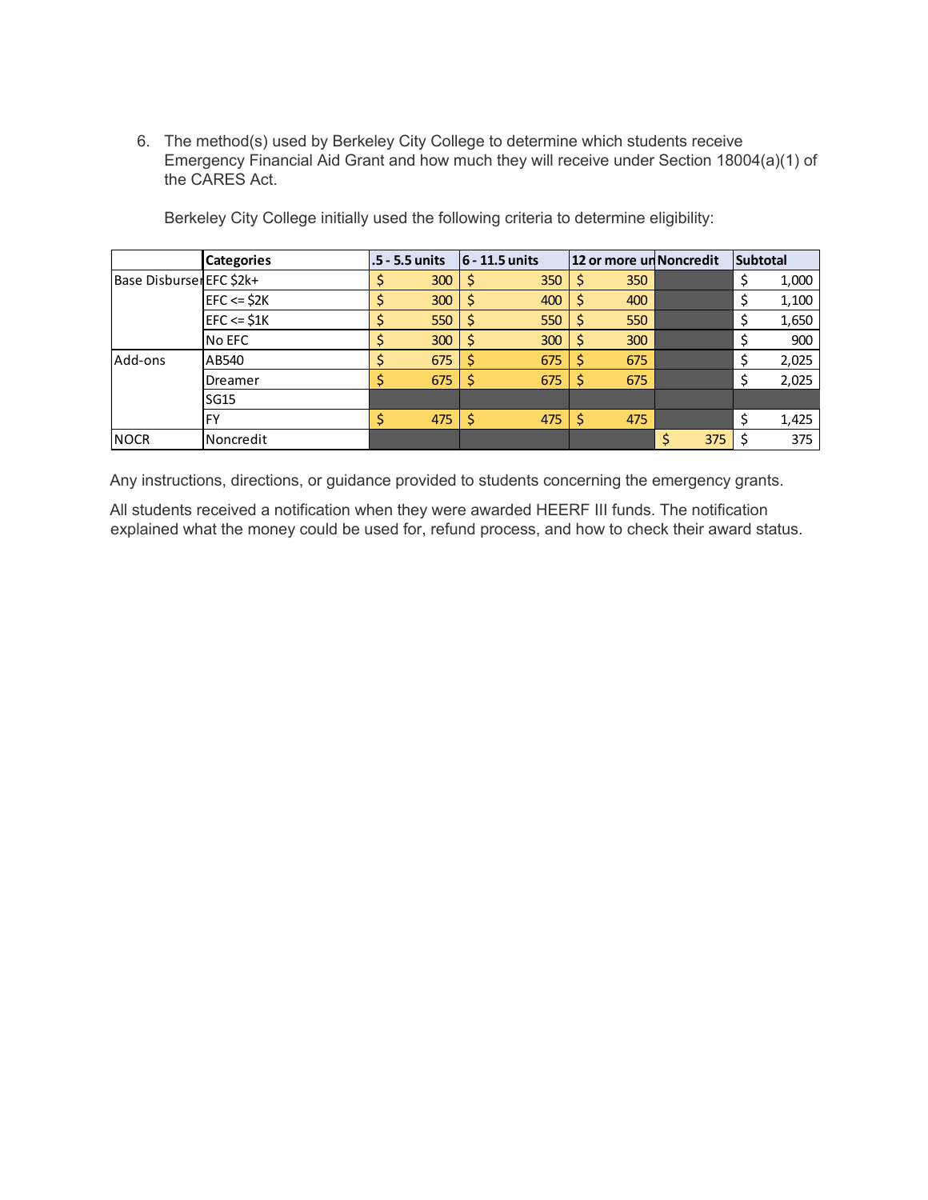6. The method(s) used by Berkeley City College to determine which students receive Emergency Financial Aid Grant and how much they will receive under Section 18004(a)(1) of the CARES Act.

   Berkeley City College initially used the following criteria to determine eligibility:

| | Categories | .5 - 5.5 units | 6 - 11.5 units | 12 or more un | Noncredit | Subtotal |
|---|---|---|---|---|---|---|
| Base Disburse | EFC $2k+ | $ 300 | $ 350 | $ 350 | | $ 1,000 |
| | EFC <= $2K | $ 300 | $ 400 | $ 400 | | $ 1,100 |
| | EFC <= $1K | $ 550 | $ 550 | $ 550 | | $ 1,650 |
| | No EFC | $ 300 | $ 300 | $ 300 | | $ 900 |
| Add-ons | AB540 | $ 675 | $ 675 | $ 675 | | $ 2,025 |
| | Dreamer | $ 675 | $ 675 | $ 675 | | $ 2,025 |
| | SG15 | | | | | |
| | FY | $ 475 | $ 475 | $ 475 | | $ 1,425 |
| NOCR | Noncredit | | | | $ 375 | $ 375 |

Any instructions, directions, or guidance provided to students concerning the emergency grants.

All students received a notification when they were awarded HEERF III funds. The notification explained what the money could be used for, refund process, and how to check their award status.